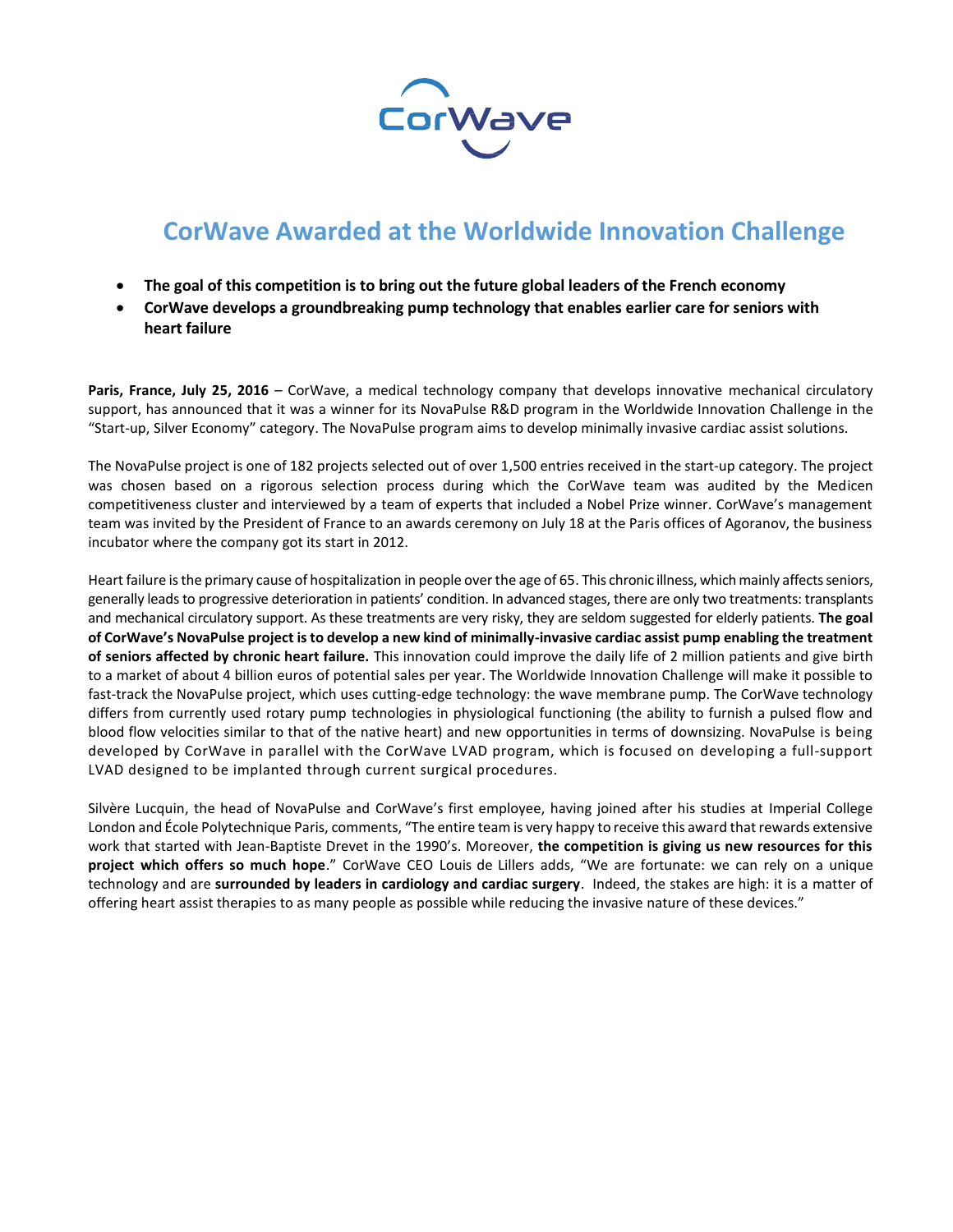# CorWave Awarded at the Worldwide Innovation Challenge

- **The goal of this competition is to bring out the future global leaders of the French economy**
- **CorWave develops a groundbreaking pump technology that enables earlier care for seniors with heart failure**

**Paris, France, July 25, 2016** – CorWave, a medical technology company that develops innovative mechanical circulatory support, has announced that it was a winner for its NovaPulse R&D program in the Worldwide Innovation Challenge in the "Start-up, Silver Economy" category. The NovaPulse program aims to develop minimally invasive cardiac assist solutions.

The NovaPulse project is one of 182 projects selected out of over 1,500 entries received in the start-up category. The project was chosen based on a rigorous selection process during which the CorWave team was audited by the Medicen competitiveness cluster and interviewed by a team of experts that included a Nobel Prize winner. CorWave's management team was invited by the President of France to an awards ceremony on July 18 at the Paris offices of Agoranov, the business incubator where the company got its start in 2012.

Heart failure is the primary cause of hospitalization in people over the age of 65. This chronic illness, which mainly affects seniors, generally leads to progressive deterioration in patients' condition. In advanced stages, there are only two treatments: transplants and mechanical circulatory support. As these treatments are very risky, they are seldom suggested for elderly patients. **The goal of CorWave's NovaPulse project is to develop a new kind of minimally-invasive cardiac assist pump enabling the treatment of seniors affected by chronic heart failure.** This innovation could improve the daily life of 2 million patients and give birth to a market of about 4 billion euros of potential sales per year. The Worldwide Innovation Challenge will make it possible to fast-track the NovaPulse project, which uses cutting-edge technology: the wave membrane pump. The CorWave technology differs from currently used rotary pump technologies in physiological functioning (the ability to furnish a pulsed flow and blood flow velocities similar to that of the native heart) and new opportunities in terms of downsizing. NovaPulse is being developed by CorWave in parallel with the CorWave LVAD program, which is focused on developing a full-support LVAD designed to be implanted through current surgical procedures.

Silvère Lucquin, the head of NovaPulse and CorWave's first employee, having joined after his studies at Imperial College London and École Polytechnique Paris, comments, "The entire team is very happy to receive this award that rewards extensive work that started with Jean-Baptiste Drevet in the 1990's. Moreover, **the competition is giving us new resources for this project which offers so much hope**." CorWave CEO Louis de Lillers adds, "We are fortunate: we can rely on a unique technology and are **surrounded by leaders in cardiology and cardiac surgery**. Indeed, the stakes are high: it is a matter of offering heart assist therapies to as many people as possible while reducing the invasive nature of these devices."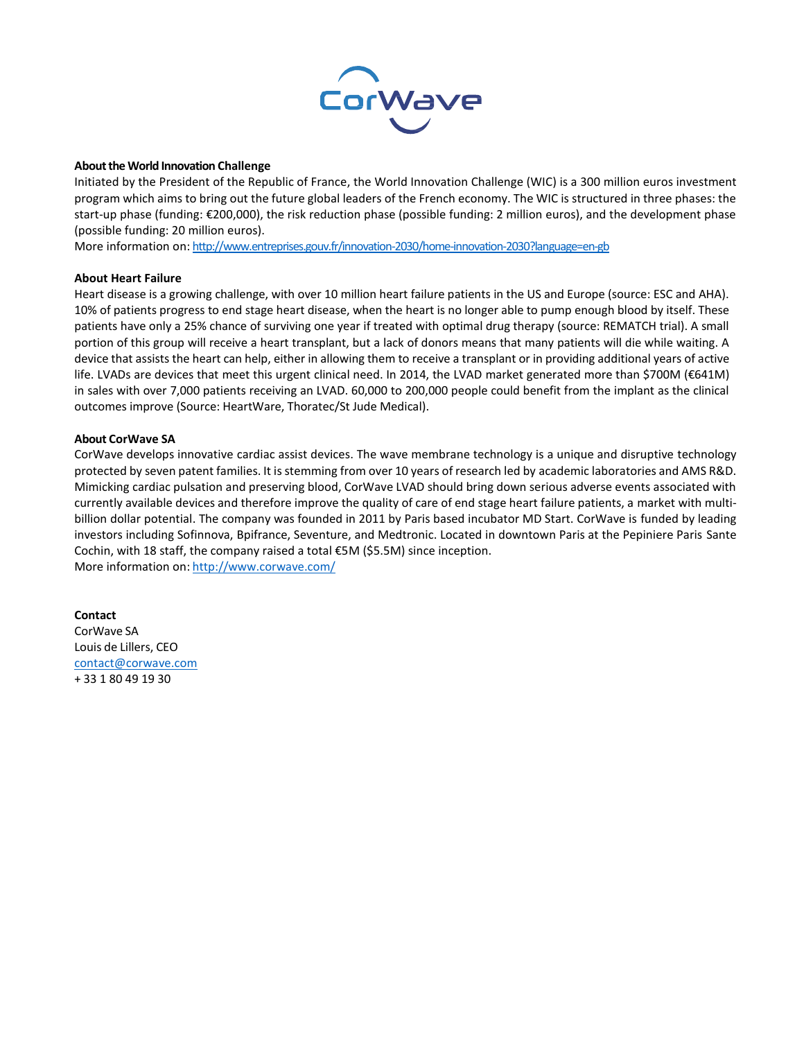**About the World Innovation Challenge**

Initiated by the President of the Republic of France, the World Innovation Challenge (WIC) is a 300 million euros investment program which aims to bring out the future global leaders of the French economy. The WIC is structured in three phases: the start-up phase (funding: €200,000), the risk reduction phase (possible funding: 2 million euros), and the development phase (possible funding: 20 million euros).

More information on: http://www.entreprises.gouv.fr/innovation-2030/home-innovation-2030?language=en-gb

**About Heart Failure**

Heart disease is a growing challenge, with over 10 million heart failure patients in the US and Europe (source: ESC and AHA). 10% of patients progress to end stage heart disease, when the heart is no longer able to pump enough blood by itself. These patients have only a 25% chance of surviving one year if treated with optimal drug therapy (source: REMATCH trial). A small portion of this group will receive a heart transplant, but a lack of donors means that many patients will die while waiting. A device that assists the heart can help, either in allowing them to receive a transplant or in providing additional years of active life. LVADs are devices that meet this urgent clinical need. In 2014, the LVAD market generated more than $700M (€641M) in sales with over 7,000 patients receiving an LVAD. 60,000 to 200,000 people could benefit from the implant as the clinical outcomes improve (Source: HeartWare, Thoratec/St Jude Medical).

**About CorWave SA**

CorWave develops innovative cardiac assist devices. The wave membrane technology is a unique and disruptive technology protected by seven patent families. It is stemming from over 10 years of research led by academic laboratories and AMS R&D. Mimicking cardiac pulsation and preserving blood, CorWave LVAD should bring down serious adverse events associated with currently available devices and therefore improve the quality of care of end stage heart failure patients, a market with multi-billion dollar potential. The company was founded in 2011 by Paris based incubator MD Start. CorWave is funded by leading investors including Sofinnova, Bpifrance, Seventure, and Medtronic. Located in downtown Paris at the Pepiniere Paris Sante Cochin, with 18 staff, the company raised a total €5M ($5.5M) since inception.

More information on: http://www.corwave.com/

**Contact**

CorWave SA
Louis de Lillers, CEO
contact@corwave.com
+ 33 1 80 49 19 30